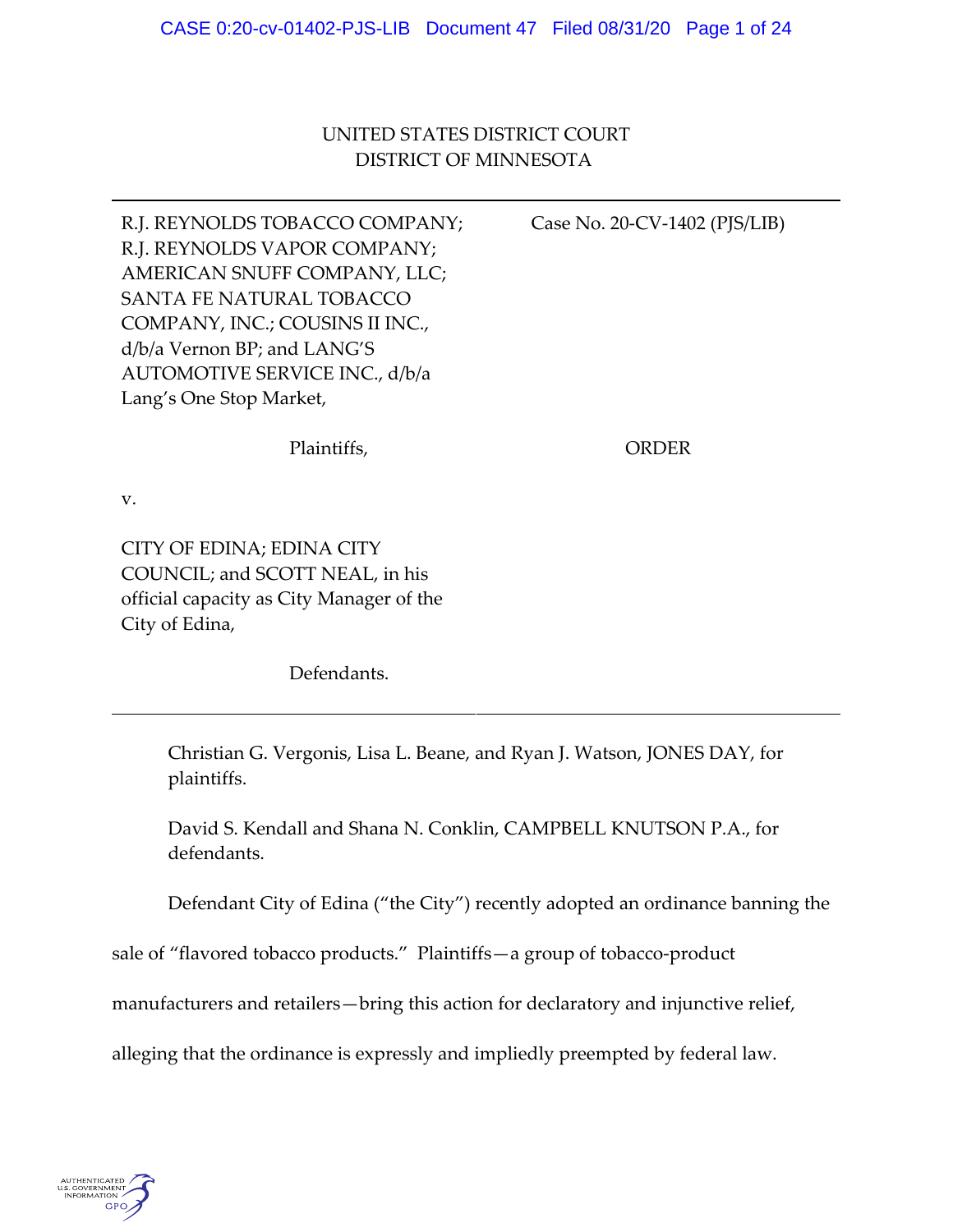UNITED STATES DISTRICT COURT
DISTRICT OF MINNESOTA

---

| | |
|---|---|
| R.J. REYNOLDS TOBACCO COMPANY; R.J. REYNOLDS VAPOR COMPANY; AMERICAN SNUFF COMPANY, LLC; SANTA FE NATURAL TOBACCO COMPANY, INC.; COUSINS II INC., d/b/a Vernon BP; and LANG'S AUTOMOTIVE SERVICE INC., d/b/a Lang's One Stop Market,<br><br>Plaintiffs,<br><br>v.<br><br>CITY OF EDINA; EDINA CITY COUNCIL; and SCOTT NEAL, in his official capacity as City Manager of the City of Edina,<br><br>Defendants. | Case No. 20-CV-1402 (PJS/LIB)<br><br>ORDER |

---

Christian G. Vergonis, Lisa L. Beane, and Ryan J. Watson, JONES DAY, for plaintiffs.

David S. Kendall and Shana N. Conklin, CAMPBELL KNUTSON P.A., for defendants.

Defendant City of Edina ("the City") recently adopted an ordinance banning the sale of "flavored tobacco products." Plaintiffs—a group of tobacco-product manufacturers and retailers—bring this action for declaratory and injunctive relief, alleging that the ordinance is expressly and impliedly preempted by federal law.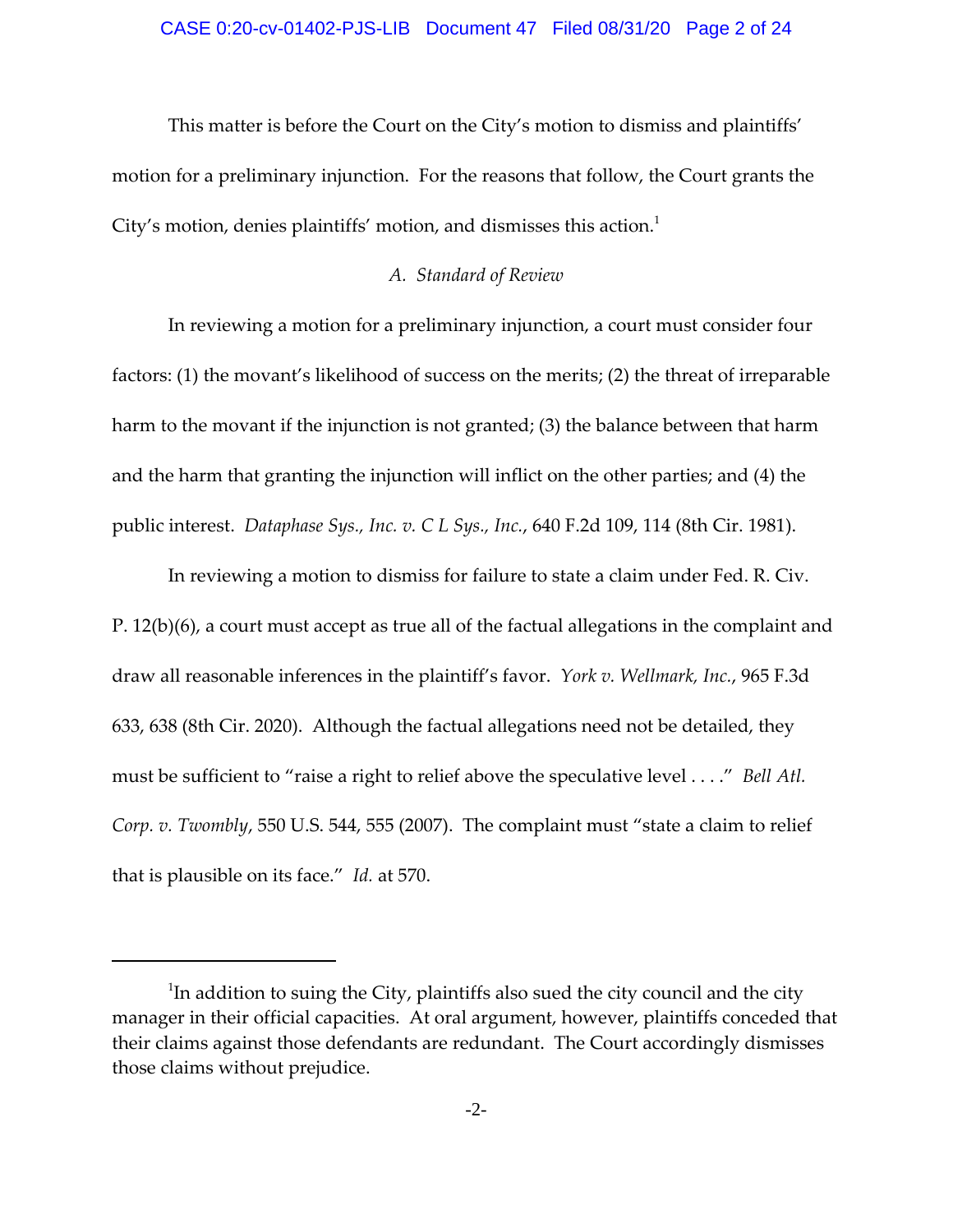This matter is before the Court on the City's motion to dismiss and plaintiffs' motion for a preliminary injunction. For the reasons that follow, the Court grants the City's motion, denies plaintiffs' motion, and dismisses this action.[1]

### *A. Standard of Review*

In reviewing a motion for a preliminary injunction, a court must consider four factors: (1) the movant's likelihood of success on the merits; (2) the threat of irreparable harm to the movant if the injunction is not granted; (3) the balance between that harm and the harm that granting the injunction will inflict on the other parties; and (4) the public interest. *Dataphase Sys., Inc. v. C L Sys., Inc.*, 640 F.2d 109, 114 (8th Cir. 1981).

In reviewing a motion to dismiss for failure to state a claim under Fed. R. Civ. P. 12(b)(6), a court must accept as true all of the factual allegations in the complaint and draw all reasonable inferences in the plaintiff's favor. *York v. Wellmark, Inc.*, 965 F.3d 633, 638 (8th Cir. 2020). Although the factual allegations need not be detailed, they must be sufficient to "raise a right to relief above the speculative level . . . ." *Bell Atl. Corp. v. Twombly*, 550 U.S. 544, 555 (2007). The complaint must "state a claim to relief that is plausible on its face." *Id.* at 570.

---

[1] In addition to suing the City, plaintiffs also sued the city council and the city manager in their official capacities. At oral argument, however, plaintiffs conceded that their claims against those defendants are redundant. The Court accordingly dismisses those claims without prejudice.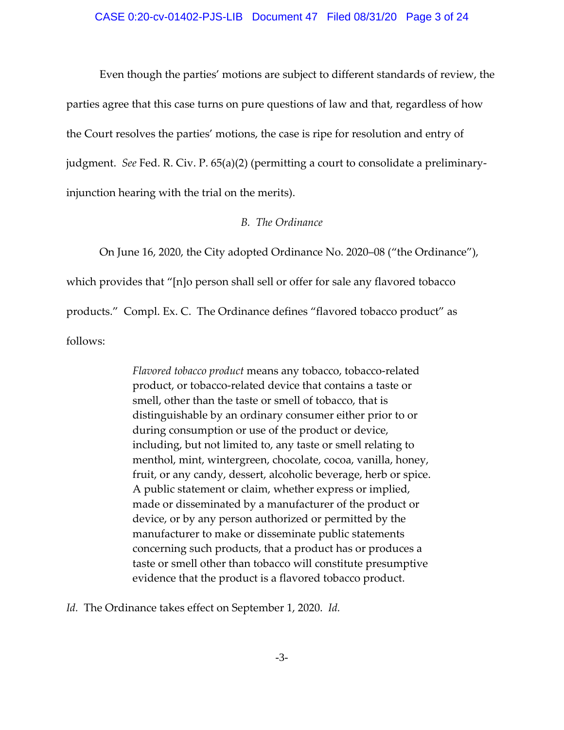Even though the parties' motions are subject to different standards of review, the parties agree that this case turns on pure questions of law and that, regardless of how the Court resolves the parties' motions, the case is ripe for resolution and entry of judgment. *See* Fed. R. Civ. P. 65(a)(2) (permitting a court to consolidate a preliminary-injunction hearing with the trial on the merits).

### *B. The Ordinance*

On June 16, 2020, the City adopted Ordinance No. 2020–08 ("the Ordinance"), which provides that "[n]o person shall sell or offer for sale any flavored tobacco products." Compl. Ex. C. The Ordinance defines "flavored tobacco product" as follows:

> *Flavored tobacco product* means any tobacco, tobacco-related product, or tobacco-related device that contains a taste or smell, other than the taste or smell of tobacco, that is distinguishable by an ordinary consumer either prior to or during consumption or use of the product or device, including, but not limited to, any taste or smell relating to menthol, mint, wintergreen, chocolate, cocoa, vanilla, honey, fruit, or any candy, dessert, alcoholic beverage, herb or spice. A public statement or claim, whether express or implied, made or disseminated by a manufacturer of the product or device, or by any person authorized or permitted by the manufacturer to make or disseminate public statements concerning such products, that a product has or produces a taste or smell other than tobacco will constitute presumptive evidence that the product is a flavored tobacco product.

*Id.* The Ordinance takes effect on September 1, 2020. *Id.*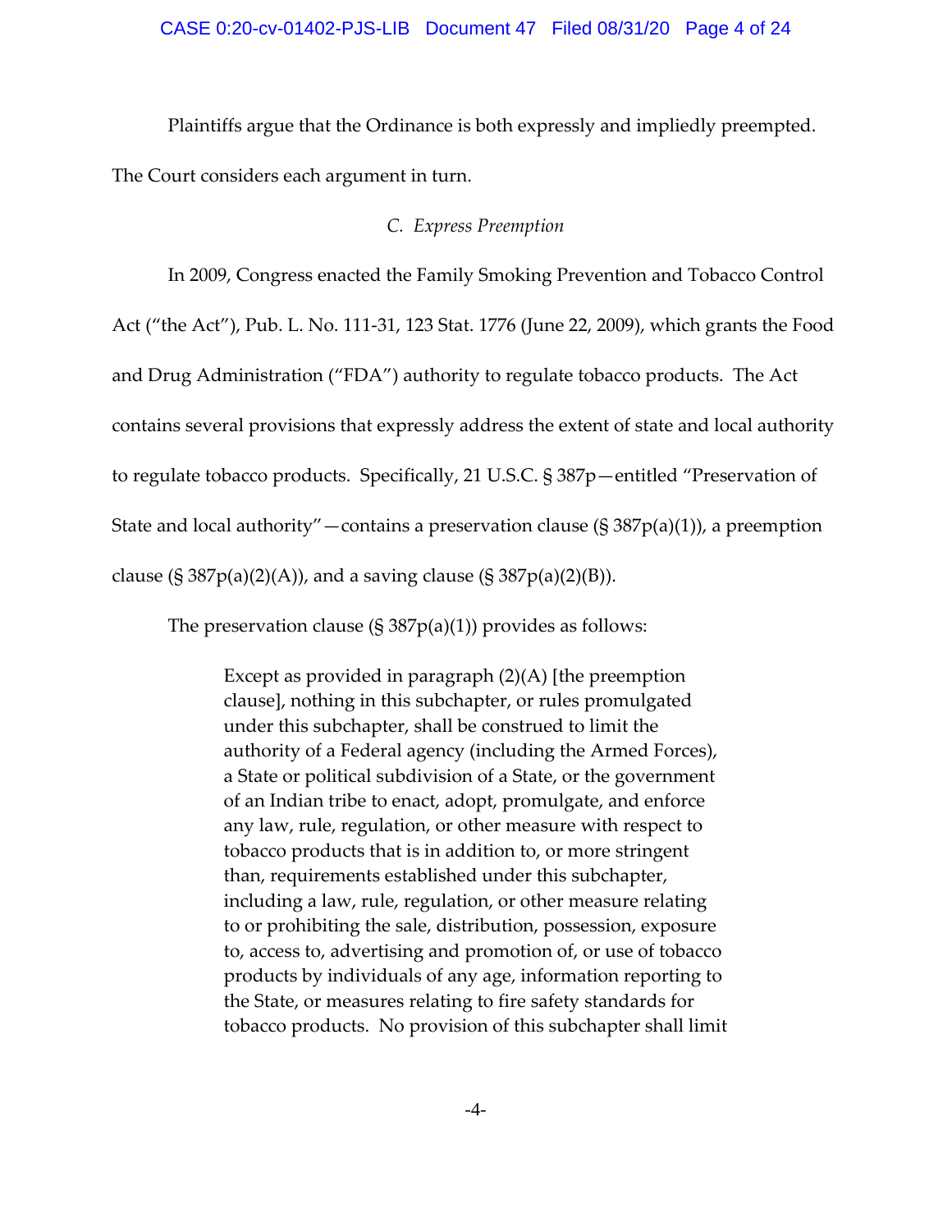Plaintiffs argue that the Ordinance is both expressly and impliedly preempted. The Court considers each argument in turn.

### *C. Express Preemption*

In 2009, Congress enacted the Family Smoking Prevention and Tobacco Control Act ("the Act"), Pub. L. No. 111-31, 123 Stat. 1776 (June 22, 2009), which grants the Food and Drug Administration ("FDA") authority to regulate tobacco products. The Act contains several provisions that expressly address the extent of state and local authority to regulate tobacco products. Specifically, 21 U.S.C. § 387p—entitled "Preservation of State and local authority"—contains a preservation clause (§ 387p(a)(1)), a preemption clause (§ 387p(a)(2)(A)), and a saving clause (§ 387p(a)(2)(B)).

The preservation clause (§ 387p(a)(1)) provides as follows:

> Except as provided in paragraph (2)(A) [the preemption clause], nothing in this subchapter, or rules promulgated under this subchapter, shall be construed to limit the authority of a Federal agency (including the Armed Forces), a State or political subdivision of a State, or the government of an Indian tribe to enact, adopt, promulgate, and enforce any law, rule, regulation, or other measure with respect to tobacco products that is in addition to, or more stringent than, requirements established under this subchapter, including a law, rule, regulation, or other measure relating to or prohibiting the sale, distribution, possession, exposure to, access to, advertising and promotion of, or use of tobacco products by individuals of any age, information reporting to the State, or measures relating to fire safety standards for tobacco products. No provision of this subchapter shall limit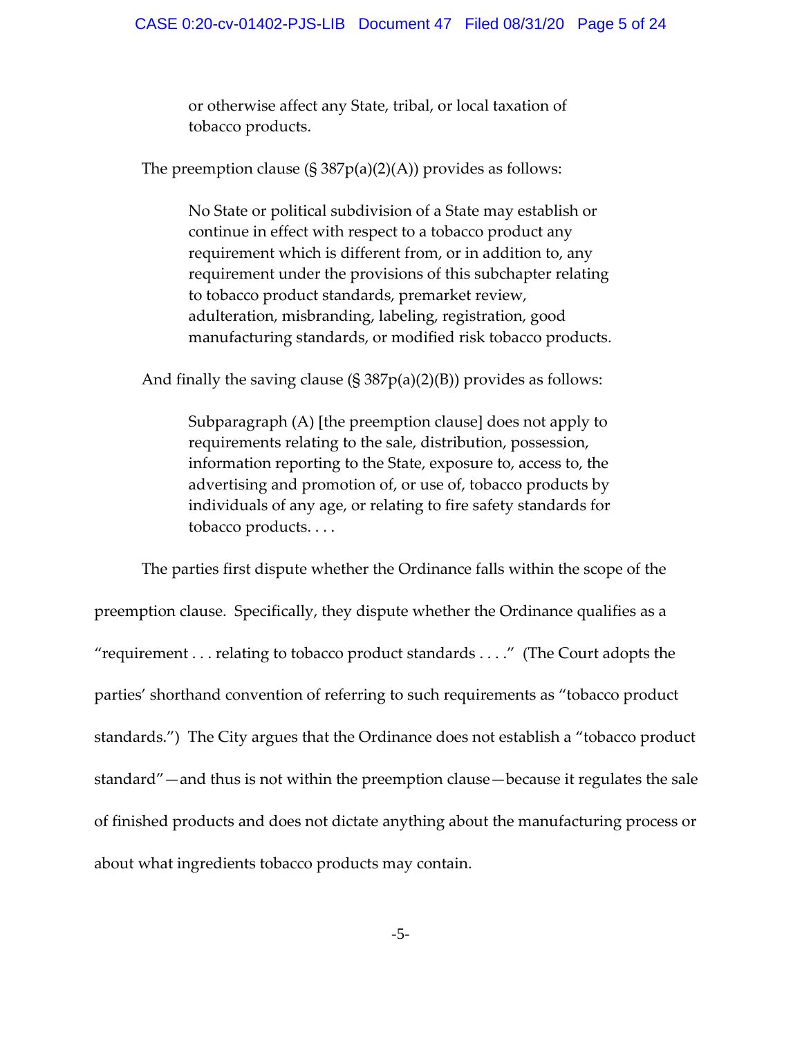> or otherwise affect any State, tribal, or local taxation of tobacco products.

The preemption clause (§ 387p(a)(2)(A)) provides as follows:

> No State or political subdivision of a State may establish or continue in effect with respect to a tobacco product any requirement which is different from, or in addition to, any requirement under the provisions of this subchapter relating to tobacco product standards, premarket review, adulteration, misbranding, labeling, registration, good manufacturing standards, or modified risk tobacco products.

And finally the saving clause (§ 387p(a)(2)(B)) provides as follows:

> Subparagraph (A) [the preemption clause] does not apply to requirements relating to the sale, distribution, possession, information reporting to the State, exposure to, access to, the advertising and promotion of, or use of, tobacco products by individuals of any age, or relating to fire safety standards for tobacco products. . . .

The parties first dispute whether the Ordinance falls within the scope of the preemption clause. Specifically, they dispute whether the Ordinance qualifies as a "requirement . . . relating to tobacco product standards . . . ." (The Court adopts the parties' shorthand convention of referring to such requirements as "tobacco product standards.") The City argues that the Ordinance does not establish a "tobacco product standard"—and thus is not within the preemption clause—because it regulates the sale of finished products and does not dictate anything about the manufacturing process or about what ingredients tobacco products may contain.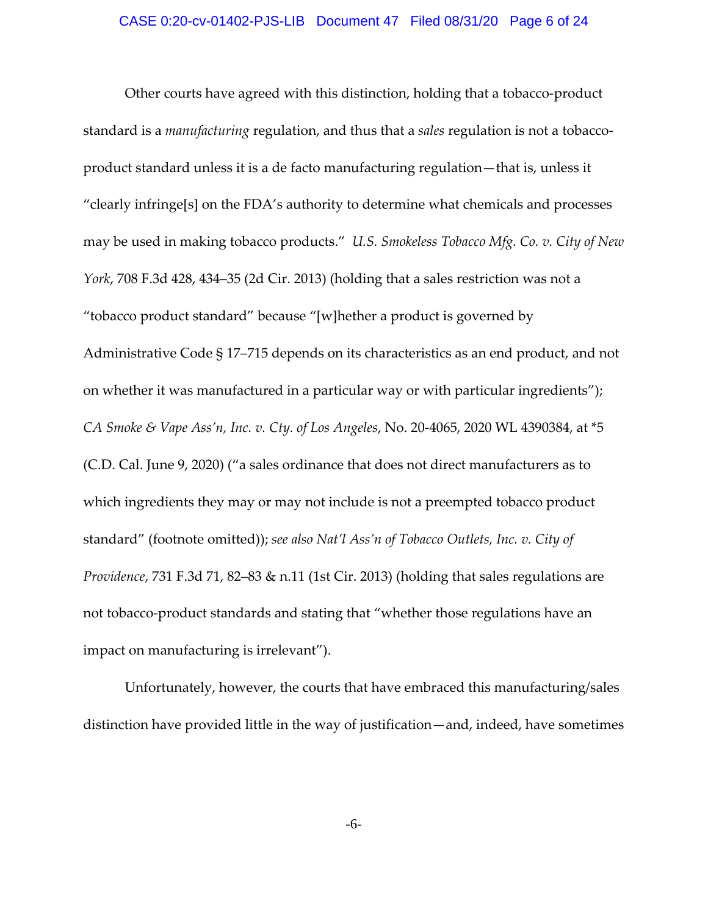Other courts have agreed with this distinction, holding that a tobacco-product standard is a *manufacturing* regulation, and thus that a *sales* regulation is not a tobacco-product standard unless it is a de facto manufacturing regulation—that is, unless it "clearly infringe[s] on the FDA's authority to determine what chemicals and processes may be used in making tobacco products." *U.S. Smokeless Tobacco Mfg. Co. v. City of New York*, 708 F.3d 428, 434–35 (2d Cir. 2013) (holding that a sales restriction was not a "tobacco product standard" because "[w]hether a product is governed by Administrative Code § 17–715 depends on its characteristics as an end product, and not on whether it was manufactured in a particular way or with particular ingredients"); *CA Smoke & Vape Ass'n, Inc. v. Cty. of Los Angeles*, No. 20-4065, 2020 WL 4390384, at *5 (C.D. Cal. June 9, 2020) ("a sales ordinance that does not direct manufacturers as to which ingredients they may or may not include is not a preempted tobacco product standard" (footnote omitted)); *see also Nat'l Ass'n of Tobacco Outlets, Inc. v. City of Providence*, 731 F.3d 71, 82–83 & n.11 (1st Cir. 2013) (holding that sales regulations are not tobacco-product standards and stating that "whether those regulations have an impact on manufacturing is irrelevant").

Unfortunately, however, the courts that have embraced this manufacturing/sales distinction have provided little in the way of justification—and, indeed, have sometimes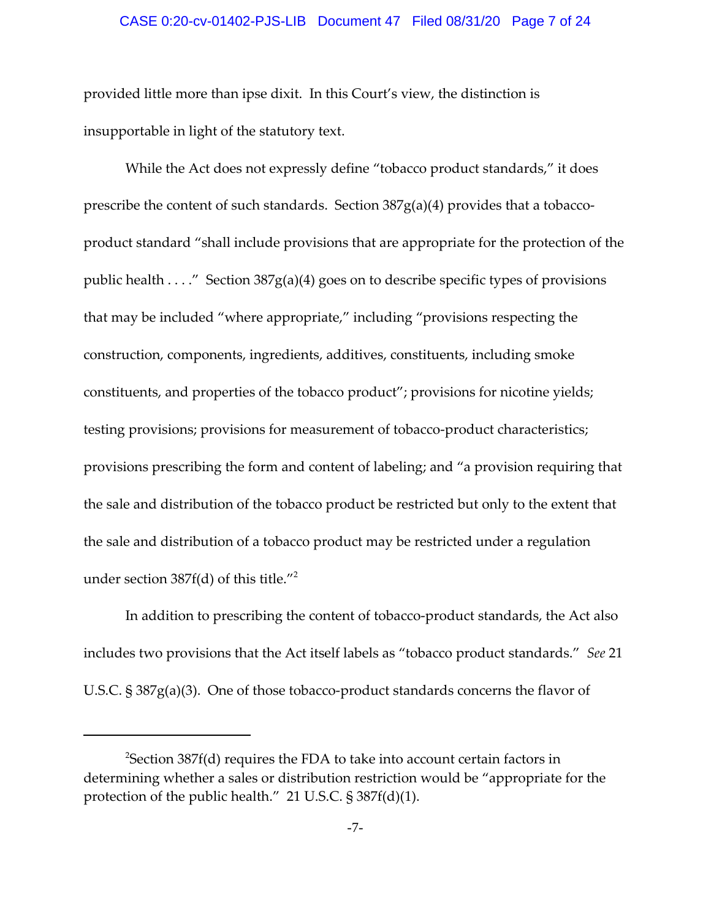provided little more than ipse dixit. In this Court's view, the distinction is insupportable in light of the statutory text.

While the Act does not expressly define "tobacco product standards," it does prescribe the content of such standards. Section 387g(a)(4) provides that a tobacco-product standard "shall include provisions that are appropriate for the protection of the public health . . . ." Section 387g(a)(4) goes on to describe specific types of provisions that may be included "where appropriate," including "provisions respecting the construction, components, ingredients, additives, constituents, including smoke constituents, and properties of the tobacco product"; provisions for nicotine yields; testing provisions; provisions for measurement of tobacco-product characteristics; provisions prescribing the form and content of labeling; and "a provision requiring that the sale and distribution of the tobacco product be restricted but only to the extent that the sale and distribution of a tobacco product may be restricted under a regulation under section 387f(d) of this title."[2]

In addition to prescribing the content of tobacco-product standards, the Act also includes two provisions that the Act itself labels as "tobacco product standards." *See* 21 U.S.C. § 387g(a)(3). One of those tobacco-product standards concerns the flavor of

---

[2]Section 387f(d) requires the FDA to take into account certain factors in determining whether a sales or distribution restriction would be "appropriate for the protection of the public health." 21 U.S.C. § 387f(d)(1).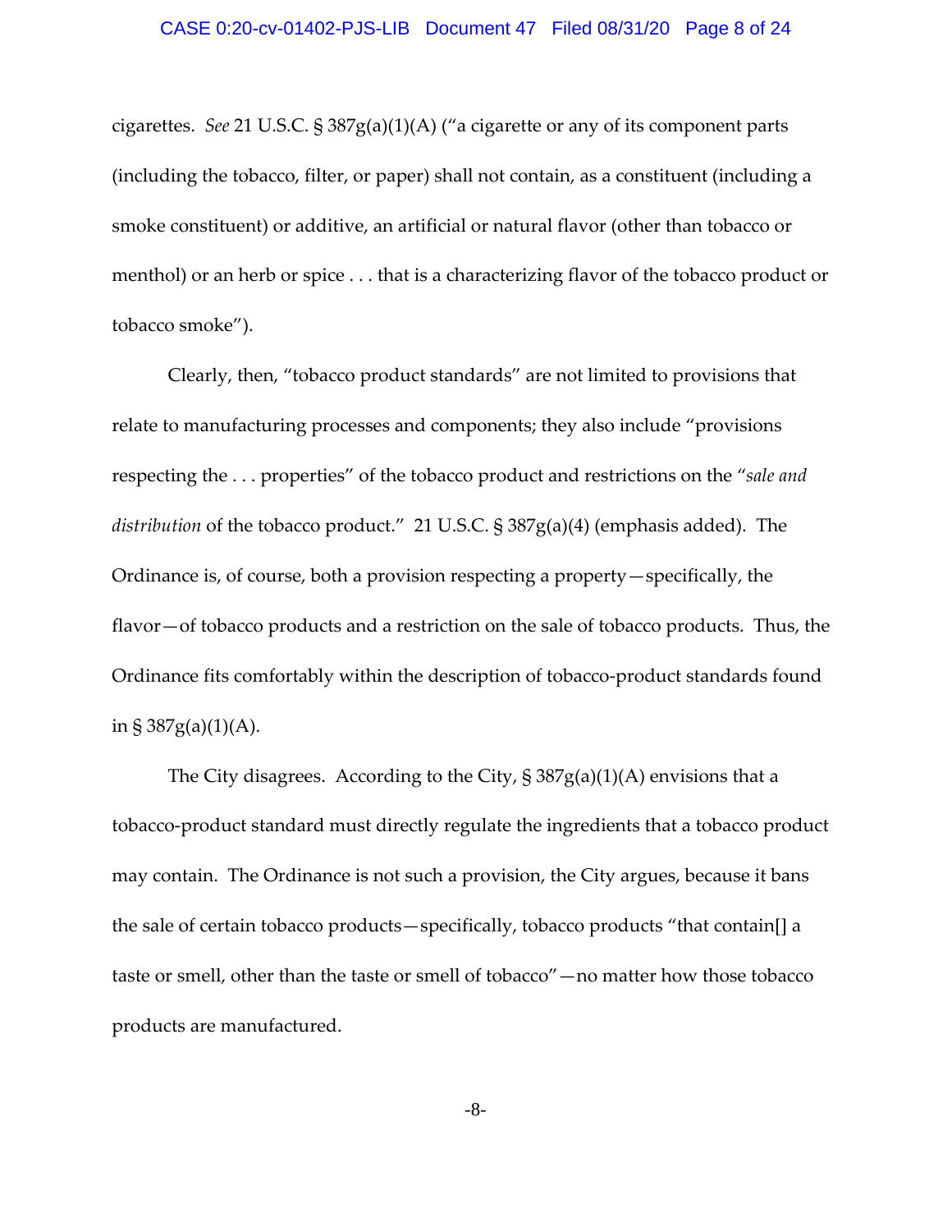cigarettes. *See* 21 U.S.C. § 387g(a)(1)(A) ("a cigarette or any of its component parts (including the tobacco, filter, or paper) shall not contain, as a constituent (including a smoke constituent) or additive, an artificial or natural flavor (other than tobacco or menthol) or an herb or spice . . . that is a characterizing flavor of the tobacco product or tobacco smoke").

Clearly, then, "tobacco product standards" are not limited to provisions that relate to manufacturing processes and components; they also include "provisions respecting the . . . properties" of the tobacco product and restrictions on the "*sale and distribution* of the tobacco product." 21 U.S.C. § 387g(a)(4) (emphasis added). The Ordinance is, of course, both a provision respecting a property—specifically, the flavor—of tobacco products and a restriction on the sale of tobacco products. Thus, the Ordinance fits comfortably within the description of tobacco-product standards found in § 387g(a)(1)(A).

The City disagrees. According to the City, § 387g(a)(1)(A) envisions that a tobacco-product standard must directly regulate the ingredients that a tobacco product may contain. The Ordinance is not such a provision, the City argues, because it bans the sale of certain tobacco products—specifically, tobacco products "that contain[] a taste or smell, other than the taste or smell of tobacco"—no matter how those tobacco products are manufactured.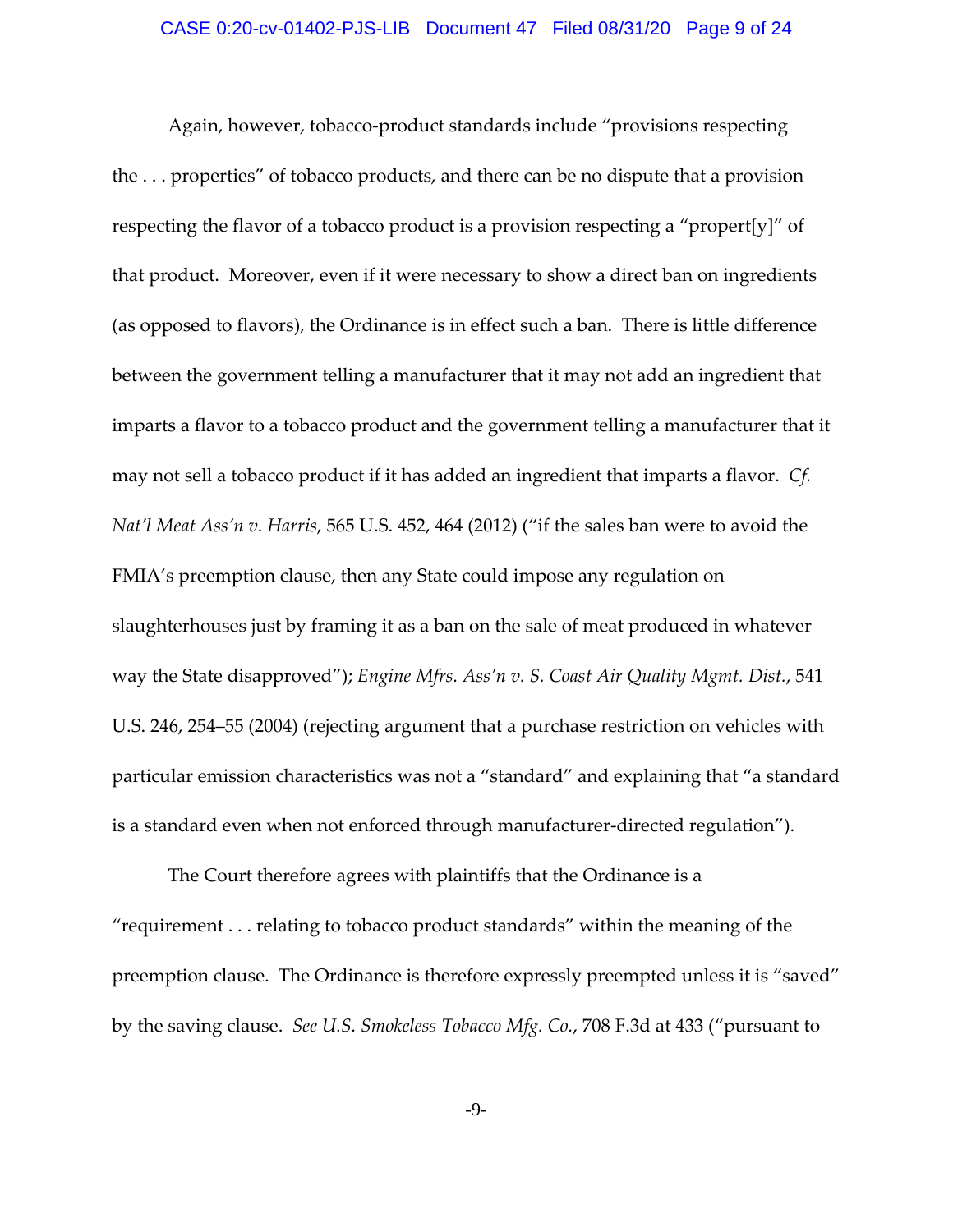Again, however, tobacco-product standards include "provisions respecting the . . . properties" of tobacco products, and there can be no dispute that a provision respecting the flavor of a tobacco product is a provision respecting a "propert[y]" of that product. Moreover, even if it were necessary to show a direct ban on ingredients (as opposed to flavors), the Ordinance is in effect such a ban. There is little difference between the government telling a manufacturer that it may not add an ingredient that imparts a flavor to a tobacco product and the government telling a manufacturer that it may not sell a tobacco product if it has added an ingredient that imparts a flavor. *Cf. Nat'l Meat Ass'n v. Harris*, 565 U.S. 452, 464 (2012) ("if the sales ban were to avoid the FMIA's preemption clause, then any State could impose any regulation on slaughterhouses just by framing it as a ban on the sale of meat produced in whatever way the State disapproved"); *Engine Mfrs. Ass'n v. S. Coast Air Quality Mgmt. Dist.*, 541 U.S. 246, 254–55 (2004) (rejecting argument that a purchase restriction on vehicles with particular emission characteristics was not a "standard" and explaining that "a standard is a standard even when not enforced through manufacturer-directed regulation").

The Court therefore agrees with plaintiffs that the Ordinance is a "requirement . . . relating to tobacco product standards" within the meaning of the preemption clause. The Ordinance is therefore expressly preempted unless it is "saved" by the saving clause. *See U.S. Smokeless Tobacco Mfg. Co.*, 708 F.3d at 433 ("pursuant to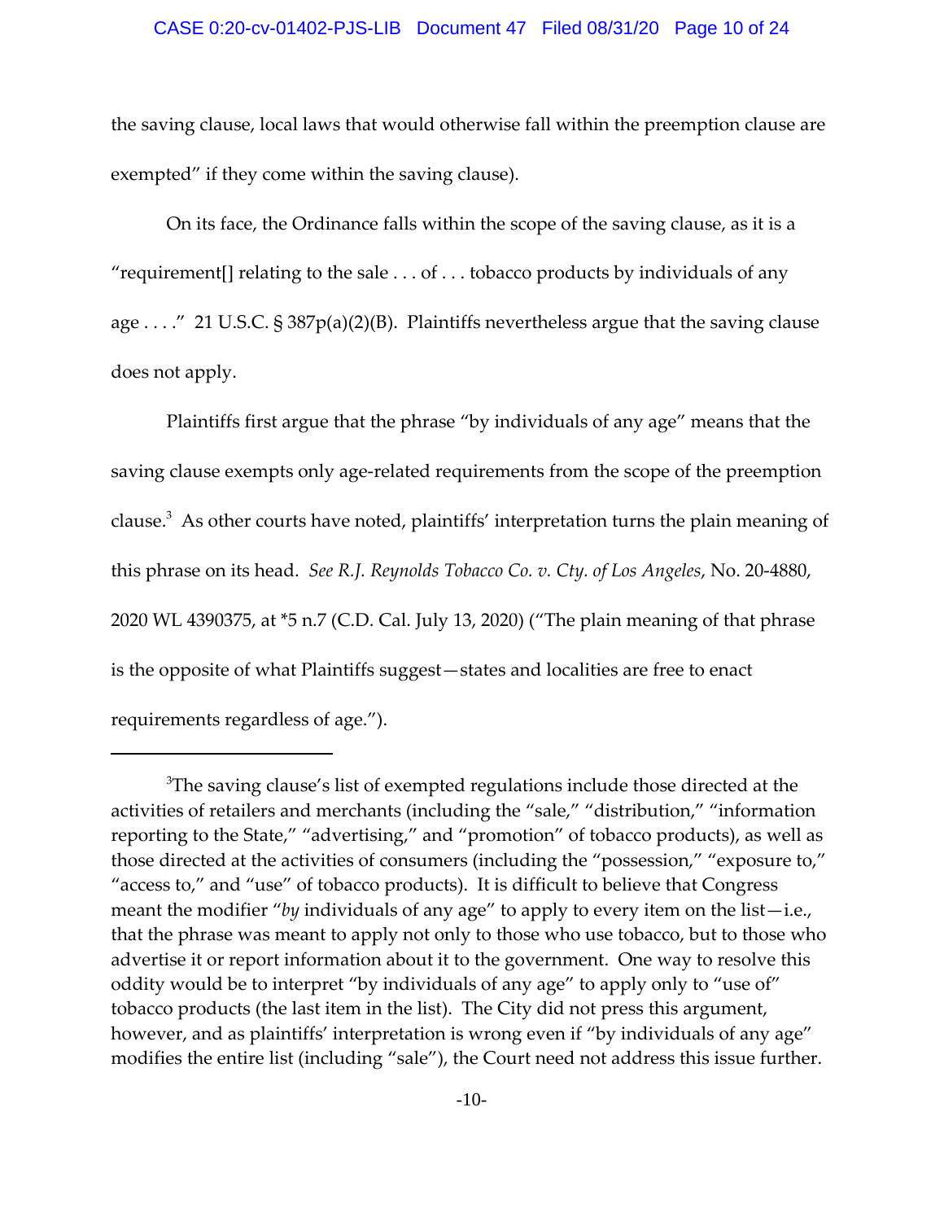the saving clause, local laws that would otherwise fall within the preemption clause are exempted" if they come within the saving clause).

On its face, the Ordinance falls within the scope of the saving clause, as it is a "requirement[] relating to the sale . . . of . . . tobacco products by individuals of any age . . . ." 21 U.S.C. § 387p(a)(2)(B). Plaintiffs nevertheless argue that the saving clause does not apply.

Plaintiffs first argue that the phrase "by individuals of any age" means that the saving clause exempts only age-related requirements from the scope of the preemption clause.[3] As other courts have noted, plaintiffs' interpretation turns the plain meaning of this phrase on its head. *See R.J. Reynolds Tobacco Co. v. Cty. of Los Angeles*, No. 20-4880, 2020 WL 4390375, at *5 n.7 (C.D. Cal. July 13, 2020) ("The plain meaning of that phrase is the opposite of what Plaintiffs suggest—states and localities are free to enact requirements regardless of age.").

---

[3]The saving clause's list of exempted regulations include those directed at the activities of retailers and merchants (including the "sale," "distribution," "information reporting to the State," "advertising," and "promotion" of tobacco products), as well as those directed at the activities of consumers (including the "possession," "exposure to," "access to," and "use" of tobacco products). It is difficult to believe that Congress meant the modifier "*by* individuals of any age" to apply to every item on the list—i.e., that the phrase was meant to apply not only to those who use tobacco, but to those who advertise it or report information about it to the government. One way to resolve this oddity would be to interpret "by individuals of any age" to apply only to "use of" tobacco products (the last item in the list). The City did not press this argument, however, and as plaintiffs' interpretation is wrong even if "by individuals of any age" modifies the entire list (including "sale"), the Court need not address this issue further.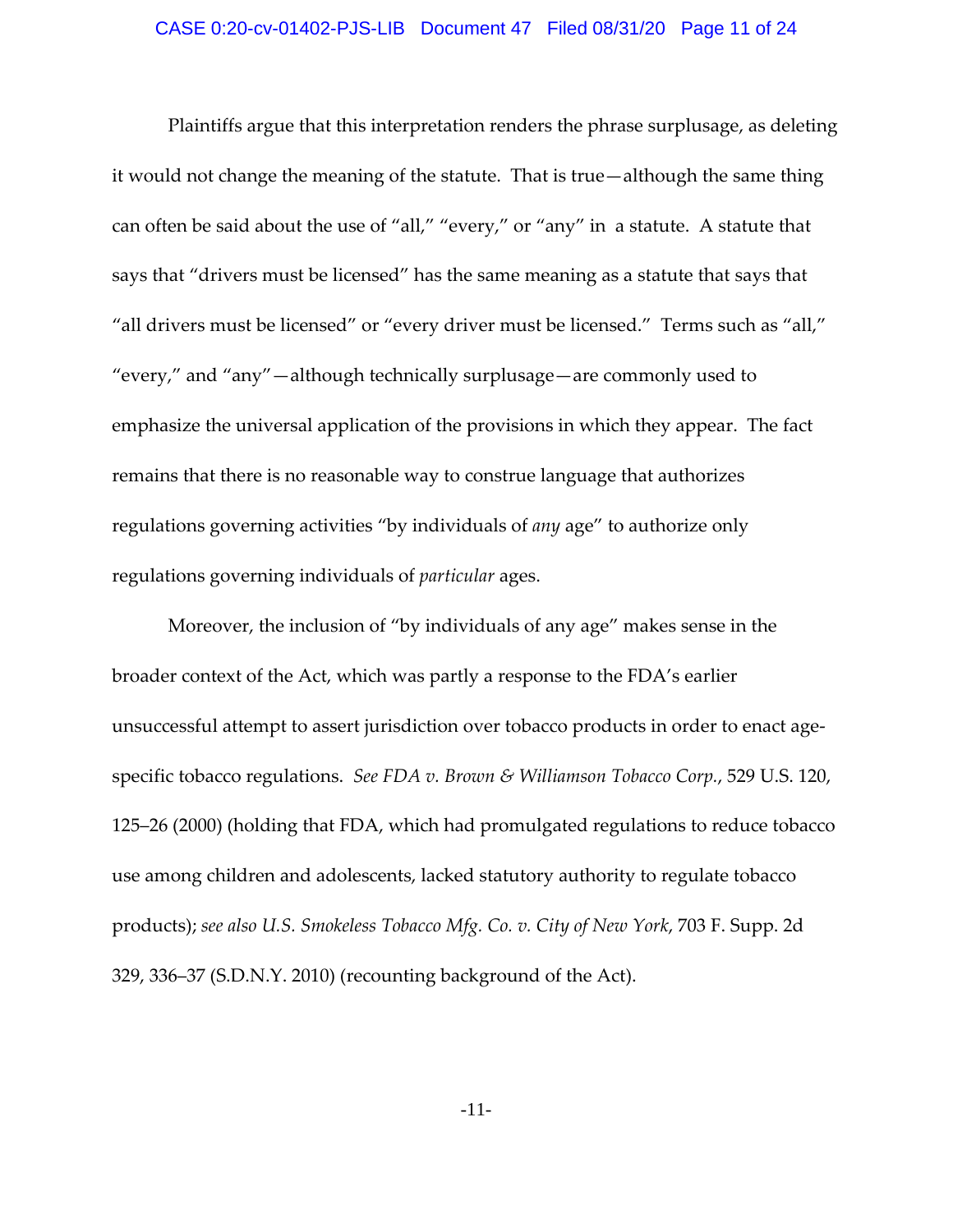Plaintiffs argue that this interpretation renders the phrase surplusage, as deleting it would not change the meaning of the statute. That is true—although the same thing can often be said about the use of "all," "every," or "any" in a statute. A statute that says that "drivers must be licensed" has the same meaning as a statute that says that "all drivers must be licensed" or "every driver must be licensed." Terms such as "all," "every," and "any"—although technically surplusage—are commonly used to emphasize the universal application of the provisions in which they appear. The fact remains that there is no reasonable way to construe language that authorizes regulations governing activities "by individuals of *any* age" to authorize only regulations governing individuals of *particular* ages.

Moreover, the inclusion of "by individuals of any age" makes sense in the broader context of the Act, which was partly a response to the FDA's earlier unsuccessful attempt to assert jurisdiction over tobacco products in order to enact age-specific tobacco regulations. *See FDA v. Brown & Williamson Tobacco Corp.*, 529 U.S. 120, 125–26 (2000) (holding that FDA, which had promulgated regulations to reduce tobacco use among children and adolescents, lacked statutory authority to regulate tobacco products); *see also U.S. Smokeless Tobacco Mfg. Co. v. City of New York*, 703 F. Supp. 2d 329, 336–37 (S.D.N.Y. 2010) (recounting background of the Act).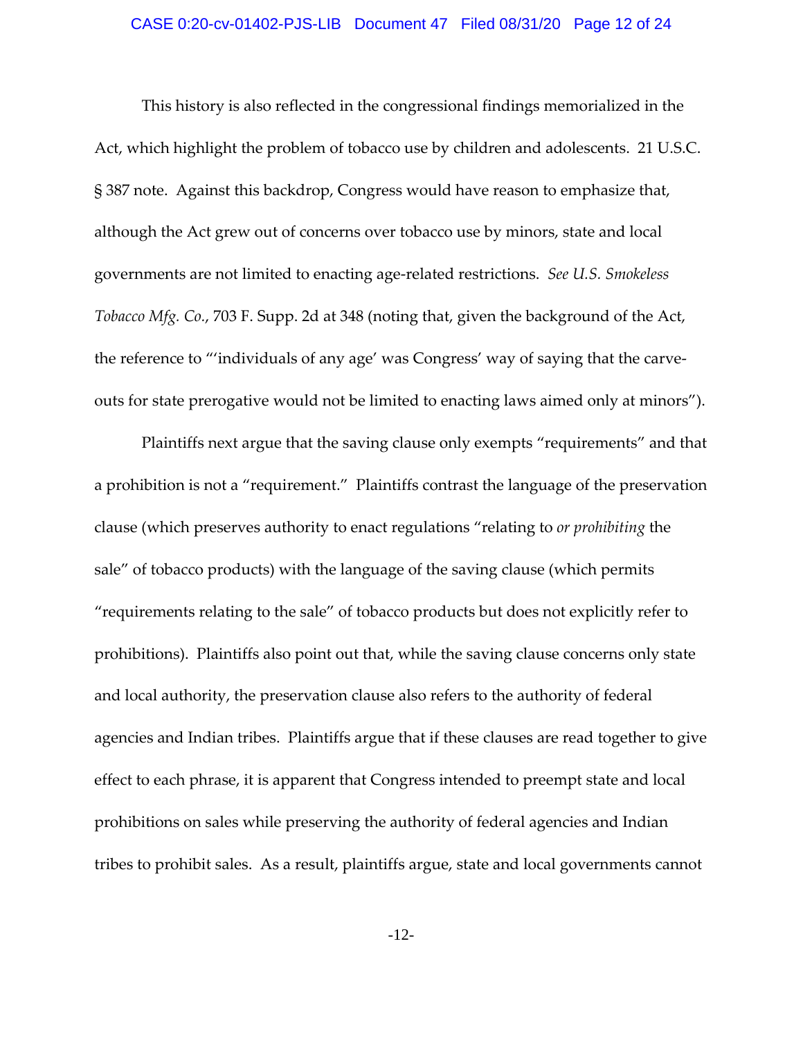This history is also reflected in the congressional findings memorialized in the Act, which highlight the problem of tobacco use by children and adolescents. 21 U.S.C. § 387 note. Against this backdrop, Congress would have reason to emphasize that, although the Act grew out of concerns over tobacco use by minors, state and local governments are not limited to enacting age-related restrictions. *See U.S. Smokeless Tobacco Mfg. Co.*, 703 F. Supp. 2d at 348 (noting that, given the background of the Act, the reference to "'individuals of any age' was Congress' way of saying that the carve-outs for state prerogative would not be limited to enacting laws aimed only at minors").

Plaintiffs next argue that the saving clause only exempts "requirements" and that a prohibition is not a "requirement." Plaintiffs contrast the language of the preservation clause (which preserves authority to enact regulations "relating to *or prohibiting* the sale" of tobacco products) with the language of the saving clause (which permits "requirements relating to the sale" of tobacco products but does not explicitly refer to prohibitions). Plaintiffs also point out that, while the saving clause concerns only state and local authority, the preservation clause also refers to the authority of federal agencies and Indian tribes. Plaintiffs argue that if these clauses are read together to give effect to each phrase, it is apparent that Congress intended to preempt state and local prohibitions on sales while preserving the authority of federal agencies and Indian tribes to prohibit sales. As a result, plaintiffs argue, state and local governments cannot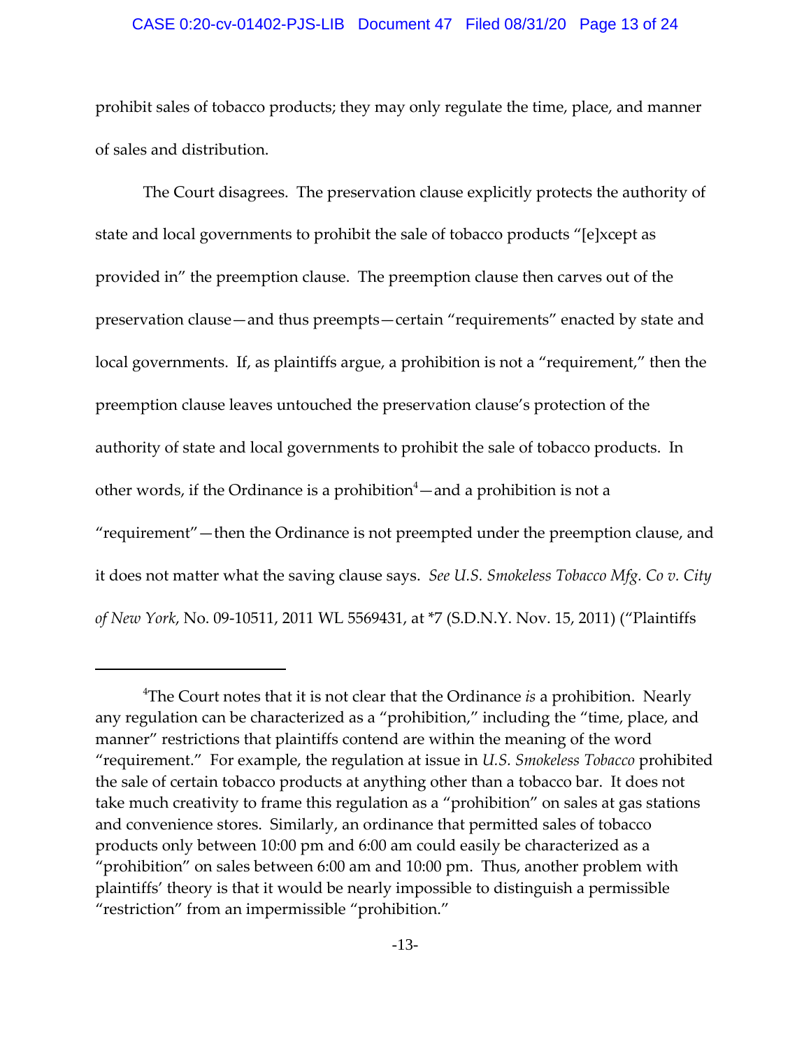prohibit sales of tobacco products; they may only regulate the time, place, and manner of sales and distribution.

The Court disagrees. The preservation clause explicitly protects the authority of state and local governments to prohibit the sale of tobacco products "[e]xcept as provided in" the preemption clause. The preemption clause then carves out of the preservation clause—and thus preempts—certain "requirements" enacted by state and local governments. If, as plaintiffs argue, a prohibition is not a "requirement," then the preemption clause leaves untouched the preservation clause's protection of the authority of state and local governments to prohibit the sale of tobacco products. In other words, if the Ordinance is a prohibition[4]—and a prohibition is not a "requirement"—then the Ordinance is not preempted under the preemption clause, and it does not matter what the saving clause says. *See U.S. Smokeless Tobacco Mfg. Co v. City of New York*, No. 09-10511, 2011 WL 5569431, at *7 (S.D.N.Y. Nov. 15, 2011) ("Plaintiffs

---

[4]The Court notes that it is not clear that the Ordinance *is* a prohibition. Nearly any regulation can be characterized as a "prohibition," including the "time, place, and manner" restrictions that plaintiffs contend are within the meaning of the word "requirement." For example, the regulation at issue in *U.S. Smokeless Tobacco* prohibited the sale of certain tobacco products at anything other than a tobacco bar. It does not take much creativity to frame this regulation as a "prohibition" on sales at gas stations and convenience stores. Similarly, an ordinance that permitted sales of tobacco products only between 10:00 pm and 6:00 am could easily be characterized as a "prohibition" on sales between 6:00 am and 10:00 pm. Thus, another problem with plaintiffs' theory is that it would be nearly impossible to distinguish a permissible "restriction" from an impermissible "prohibition."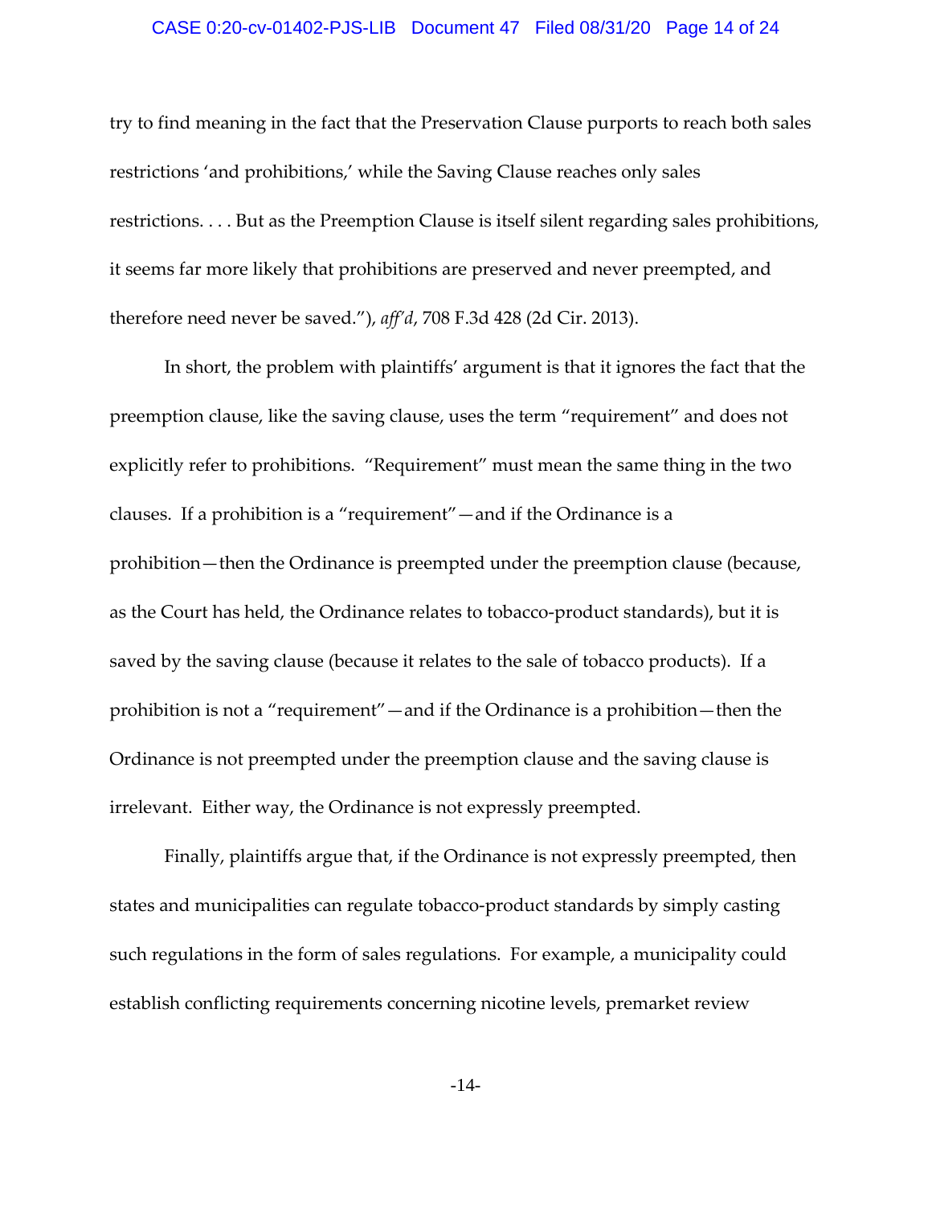try to find meaning in the fact that the Preservation Clause purports to reach both sales restrictions 'and prohibitions,' while the Saving Clause reaches only sales restrictions. . . . But as the Preemption Clause is itself silent regarding sales prohibitions, it seems far more likely that prohibitions are preserved and never preempted, and therefore need never be saved."), *aff'd*, 708 F.3d 428 (2d Cir. 2013).

In short, the problem with plaintiffs' argument is that it ignores the fact that the preemption clause, like the saving clause, uses the term "requirement" and does not explicitly refer to prohibitions. "Requirement" must mean the same thing in the two clauses. If a prohibition is a "requirement"—and if the Ordinance is a prohibition—then the Ordinance is preempted under the preemption clause (because, as the Court has held, the Ordinance relates to tobacco-product standards), but it is saved by the saving clause (because it relates to the sale of tobacco products). If a prohibition is not a "requirement"—and if the Ordinance is a prohibition—then the Ordinance is not preempted under the preemption clause and the saving clause is irrelevant. Either way, the Ordinance is not expressly preempted.

Finally, plaintiffs argue that, if the Ordinance is not expressly preempted, then states and municipalities can regulate tobacco-product standards by simply casting such regulations in the form of sales regulations. For example, a municipality could establish conflicting requirements concerning nicotine levels, premarket review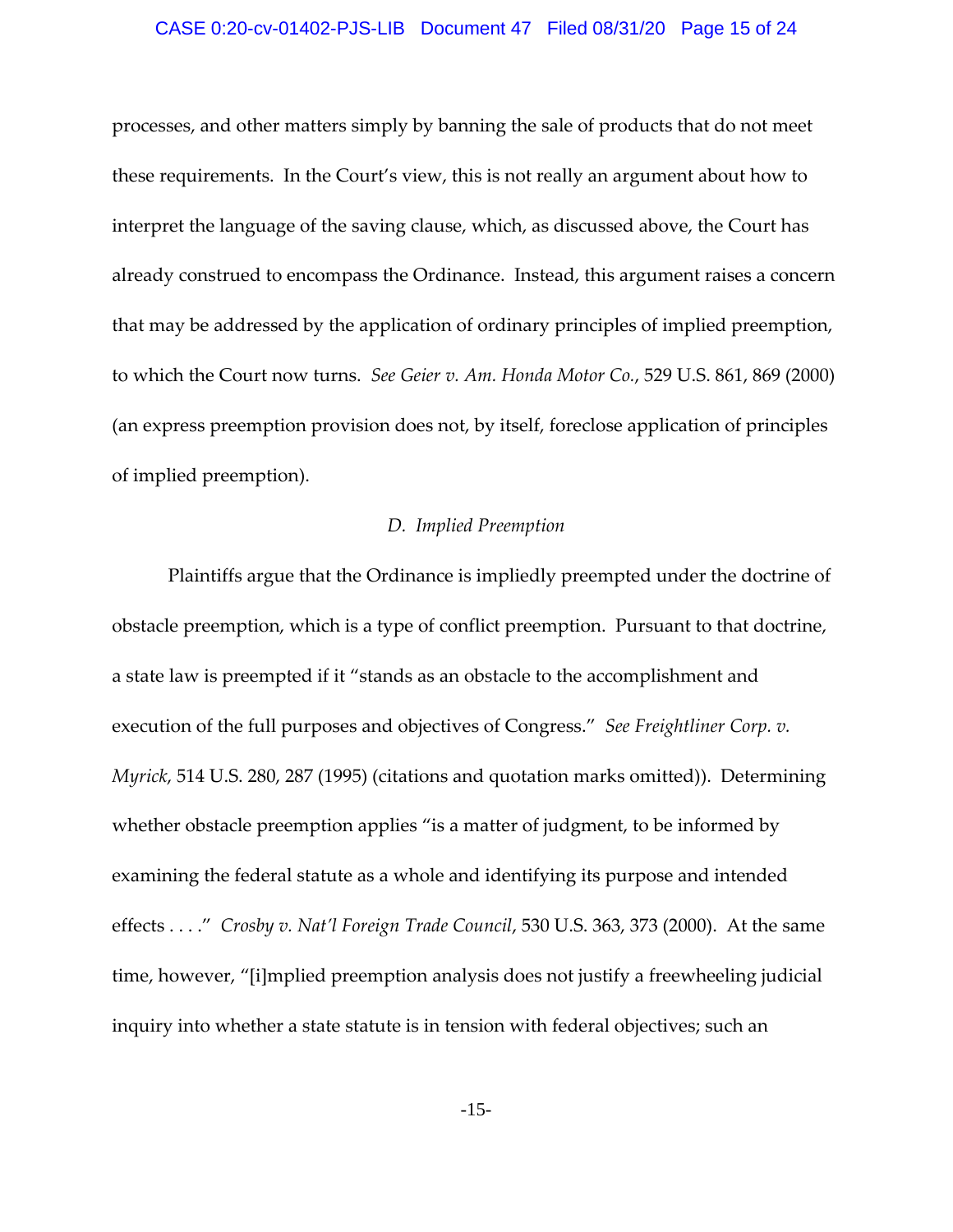processes, and other matters simply by banning the sale of products that do not meet these requirements. In the Court's view, this is not really an argument about how to interpret the language of the saving clause, which, as discussed above, the Court has already construed to encompass the Ordinance. Instead, this argument raises a concern that may be addressed by the application of ordinary principles of implied preemption, to which the Court now turns. *See Geier v. Am. Honda Motor Co.*, 529 U.S. 861, 869 (2000) (an express preemption provision does not, by itself, foreclose application of principles of implied preemption).

### *D. Implied Preemption*

Plaintiffs argue that the Ordinance is impliedly preempted under the doctrine of obstacle preemption, which is a type of conflict preemption. Pursuant to that doctrine, a state law is preempted if it "stands as an obstacle to the accomplishment and execution of the full purposes and objectives of Congress." *See Freightliner Corp. v. Myrick*, 514 U.S. 280, 287 (1995) (citations and quotation marks omitted)). Determining whether obstacle preemption applies "is a matter of judgment, to be informed by examining the federal statute as a whole and identifying its purpose and intended effects . . . ." *Crosby v. Nat'l Foreign Trade Council*, 530 U.S. 363, 373 (2000). At the same time, however, "[i]mplied preemption analysis does not justify a freewheeling judicial inquiry into whether a state statute is in tension with federal objectives; such an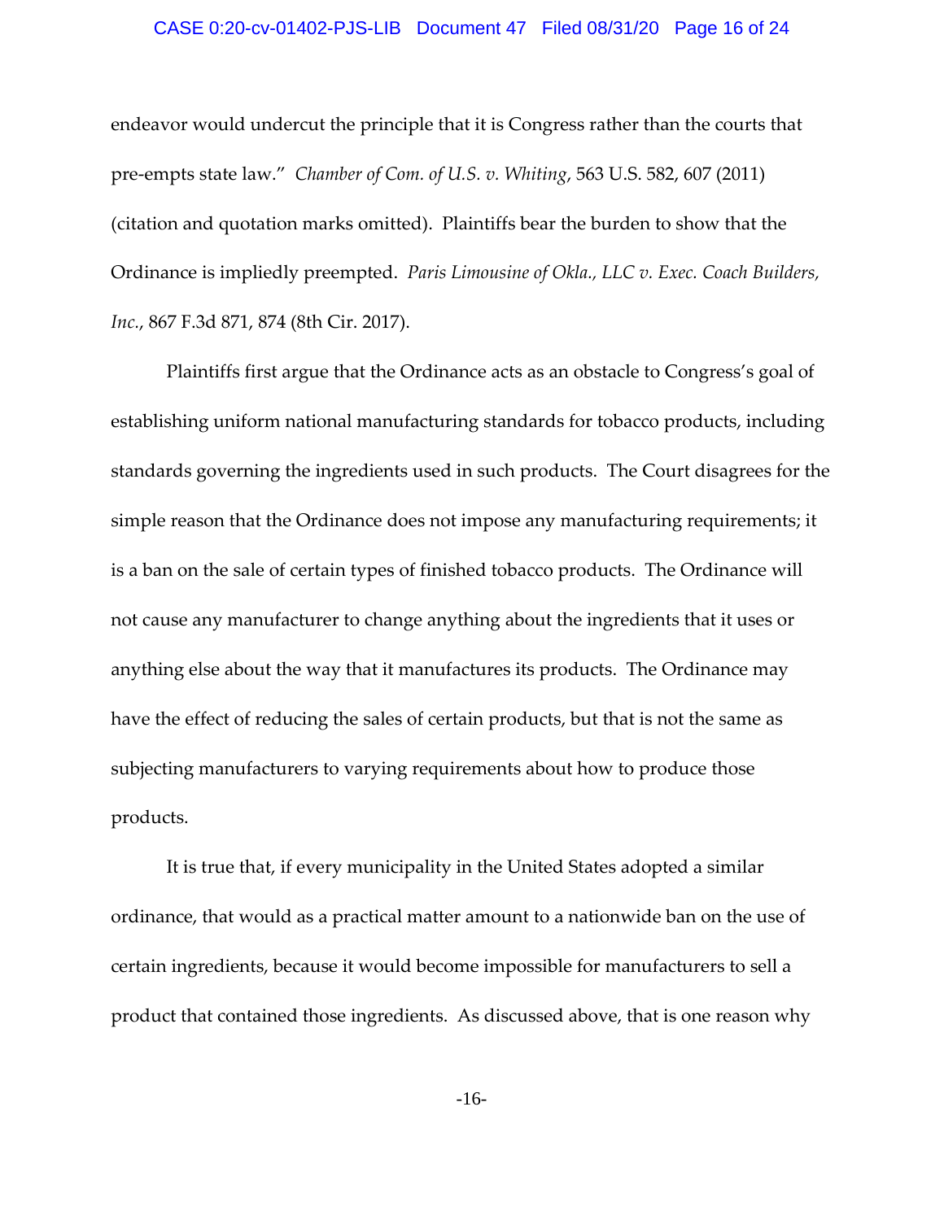endeavor would undercut the principle that it is Congress rather than the courts that pre-empts state law." *Chamber of Com. of U.S. v. Whiting*, 563 U.S. 582, 607 (2011) (citation and quotation marks omitted). Plaintiffs bear the burden to show that the Ordinance is impliedly preempted. *Paris Limousine of Okla., LLC v. Exec. Coach Builders, Inc.*, 867 F.3d 871, 874 (8th Cir. 2017).

Plaintiffs first argue that the Ordinance acts as an obstacle to Congress's goal of establishing uniform national manufacturing standards for tobacco products, including standards governing the ingredients used in such products. The Court disagrees for the simple reason that the Ordinance does not impose any manufacturing requirements; it is a ban on the sale of certain types of finished tobacco products. The Ordinance will not cause any manufacturer to change anything about the ingredients that it uses or anything else about the way that it manufactures its products. The Ordinance may have the effect of reducing the sales of certain products, but that is not the same as subjecting manufacturers to varying requirements about how to produce those products.

It is true that, if every municipality in the United States adopted a similar ordinance, that would as a practical matter amount to a nationwide ban on the use of certain ingredients, because it would become impossible for manufacturers to sell a product that contained those ingredients. As discussed above, that is one reason why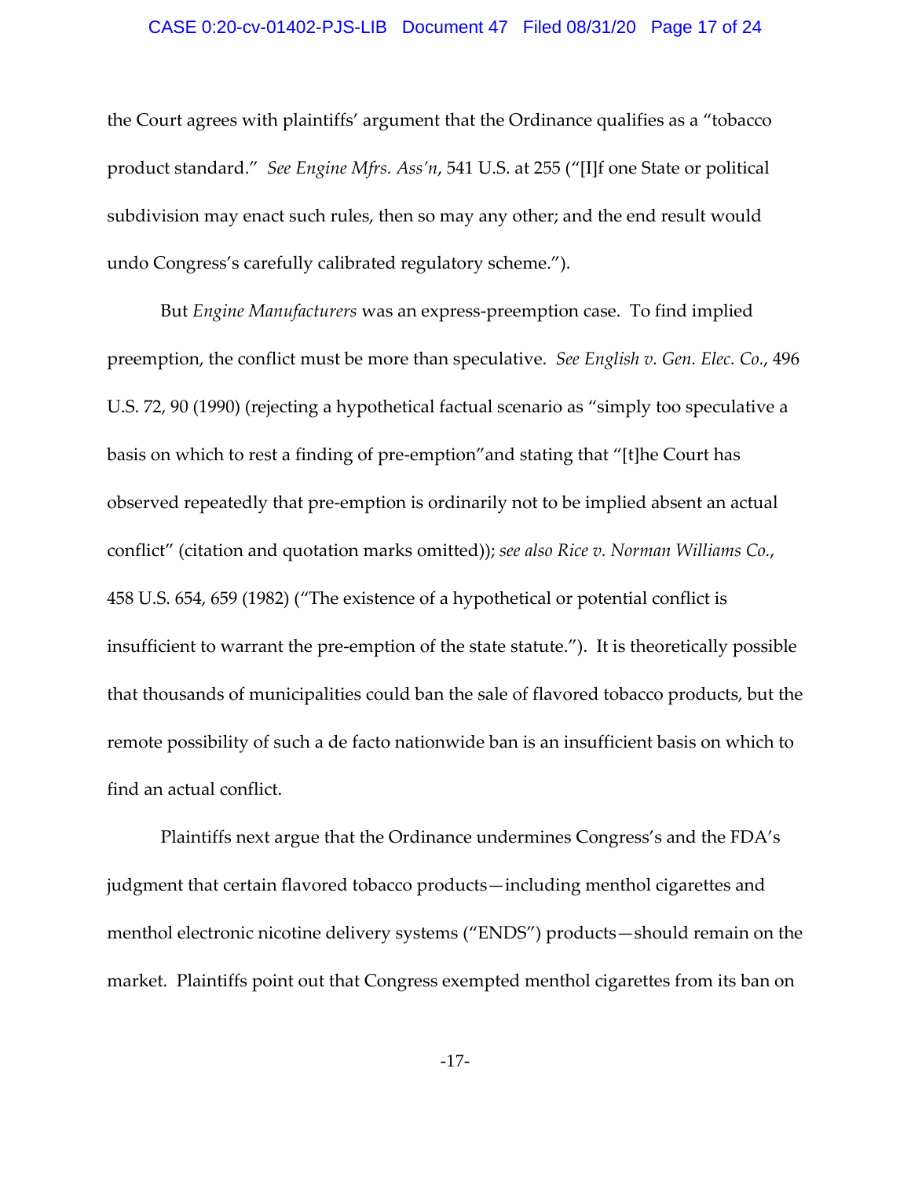the Court agrees with plaintiffs' argument that the Ordinance qualifies as a "tobacco product standard." *See Engine Mfrs. Ass'n*, 541 U.S. at 255 ("[I]f one State or political subdivision may enact such rules, then so may any other; and the end result would undo Congress's carefully calibrated regulatory scheme.").

But *Engine Manufacturers* was an express-preemption case. To find implied preemption, the conflict must be more than speculative. *See English v. Gen. Elec. Co.*, 496 U.S. 72, 90 (1990) (rejecting a hypothetical factual scenario as "simply too speculative a basis on which to rest a finding of pre-emption"and stating that "[t]he Court has observed repeatedly that pre-emption is ordinarily not to be implied absent an actual conflict" (citation and quotation marks omitted)); *see also Rice v. Norman Williams Co.*, 458 U.S. 654, 659 (1982) ("The existence of a hypothetical or potential conflict is insufficient to warrant the pre-emption of the state statute."). It is theoretically possible that thousands of municipalities could ban the sale of flavored tobacco products, but the remote possibility of such a de facto nationwide ban is an insufficient basis on which to find an actual conflict.

Plaintiffs next argue that the Ordinance undermines Congress's and the FDA's judgment that certain flavored tobacco products—including menthol cigarettes and menthol electronic nicotine delivery systems ("ENDS") products—should remain on the market. Plaintiffs point out that Congress exempted menthol cigarettes from its ban on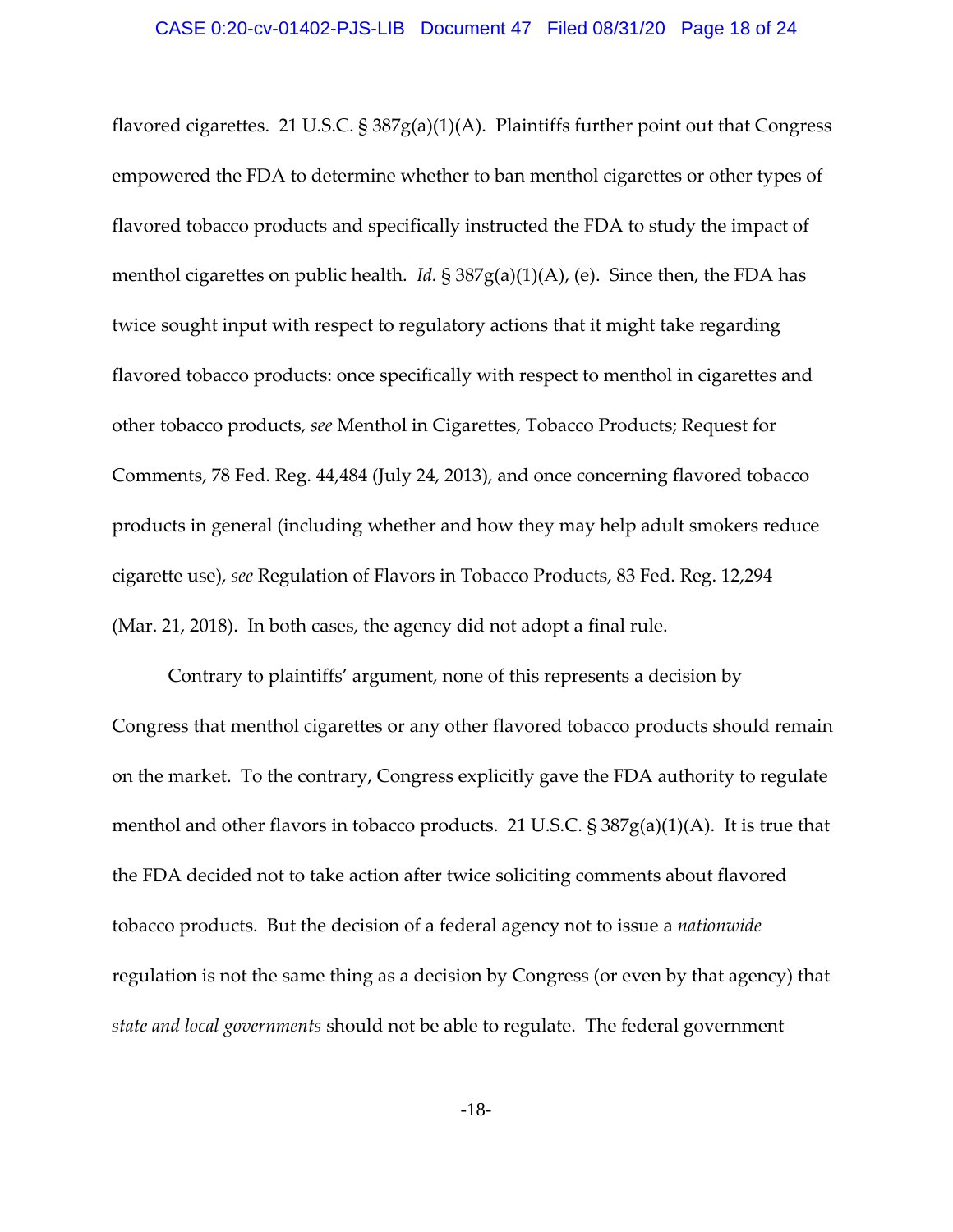flavored cigarettes. 21 U.S.C. § 387g(a)(1)(A). Plaintiffs further point out that Congress empowered the FDA to determine whether to ban menthol cigarettes or other types of flavored tobacco products and specifically instructed the FDA to study the impact of menthol cigarettes on public health. *Id.* § 387g(a)(1)(A), (e). Since then, the FDA has twice sought input with respect to regulatory actions that it might take regarding flavored tobacco products: once specifically with respect to menthol in cigarettes and other tobacco products, *see* Menthol in Cigarettes, Tobacco Products; Request for Comments, 78 Fed. Reg. 44,484 (July 24, 2013), and once concerning flavored tobacco products in general (including whether and how they may help adult smokers reduce cigarette use), *see* Regulation of Flavors in Tobacco Products, 83 Fed. Reg. 12,294 (Mar. 21, 2018). In both cases, the agency did not adopt a final rule.

Contrary to plaintiffs' argument, none of this represents a decision by Congress that menthol cigarettes or any other flavored tobacco products should remain on the market. To the contrary, Congress explicitly gave the FDA authority to regulate menthol and other flavors in tobacco products. 21 U.S.C. § 387g(a)(1)(A). It is true that the FDA decided not to take action after twice soliciting comments about flavored tobacco products. But the decision of a federal agency not to issue a *nationwide* regulation is not the same thing as a decision by Congress (or even by that agency) that *state and local governments* should not be able to regulate. The federal government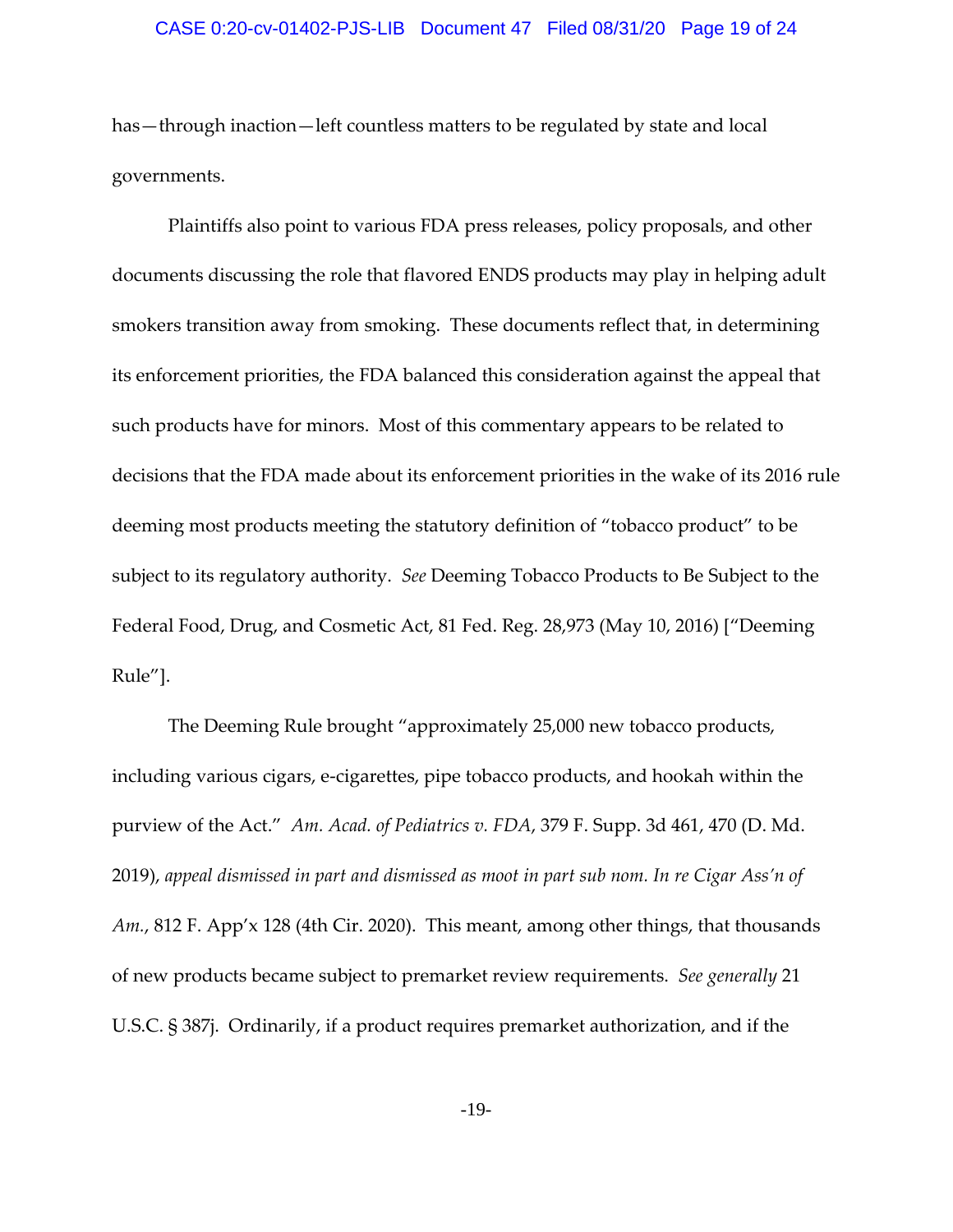has—through inaction—left countless matters to be regulated by state and local governments.

Plaintiffs also point to various FDA press releases, policy proposals, and other documents discussing the role that flavored ENDS products may play in helping adult smokers transition away from smoking. These documents reflect that, in determining its enforcement priorities, the FDA balanced this consideration against the appeal that such products have for minors. Most of this commentary appears to be related to decisions that the FDA made about its enforcement priorities in the wake of its 2016 rule deeming most products meeting the statutory definition of "tobacco product" to be subject to its regulatory authority. *See* Deeming Tobacco Products to Be Subject to the Federal Food, Drug, and Cosmetic Act, 81 Fed. Reg. 28,973 (May 10, 2016) ["Deeming Rule"].

The Deeming Rule brought "approximately 25,000 new tobacco products, including various cigars, e-cigarettes, pipe tobacco products, and hookah within the purview of the Act." *Am. Acad. of Pediatrics v. FDA*, 379 F. Supp. 3d 461, 470 (D. Md. 2019), *appeal dismissed in part and dismissed as moot in part sub nom. In re Cigar Ass'n of Am.*, 812 F. App'x 128 (4th Cir. 2020). This meant, among other things, that thousands of new products became subject to premarket review requirements. *See generally* 21 U.S.C. § 387j. Ordinarily, if a product requires premarket authorization, and if the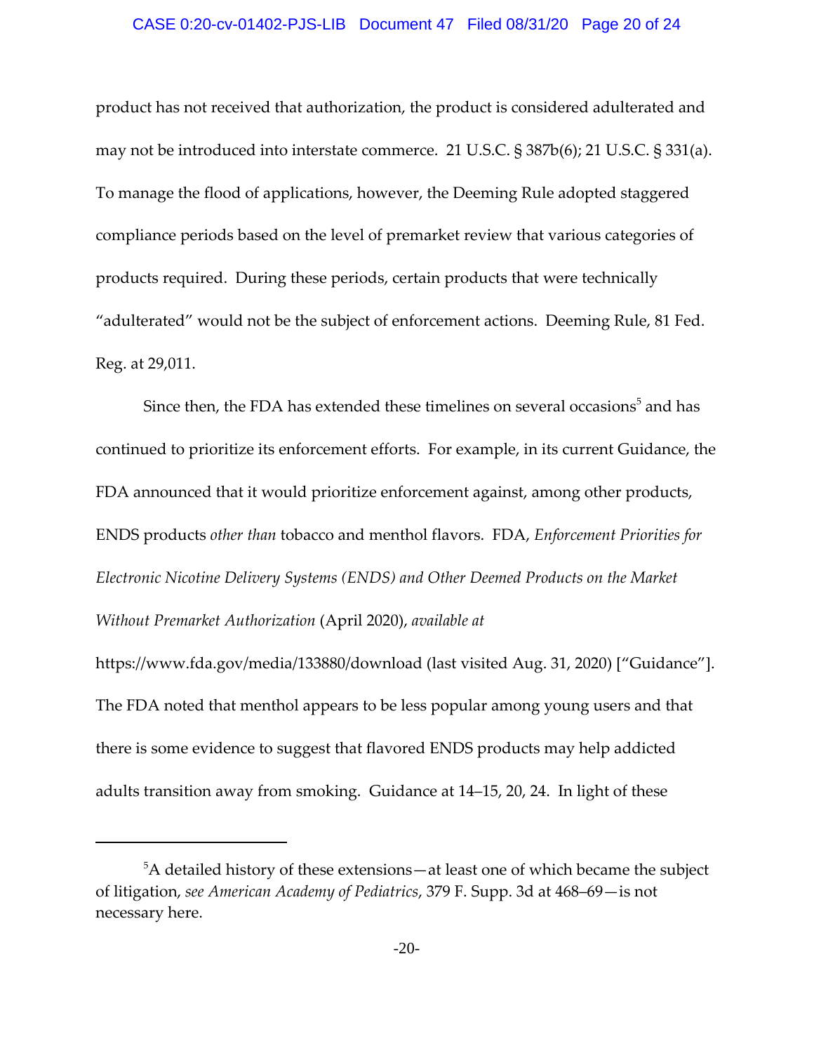product has not received that authorization, the product is considered adulterated and may not be introduced into interstate commerce. 21 U.S.C. § 387b(6); 21 U.S.C. § 331(a). To manage the flood of applications, however, the Deeming Rule adopted staggered compliance periods based on the level of premarket review that various categories of products required. During these periods, certain products that were technically "adulterated" would not be the subject of enforcement actions. Deeming Rule, 81 Fed. Reg. at 29,011.

Since then, the FDA has extended these timelines on several occasions[5] and has continued to prioritize its enforcement efforts. For example, in its current Guidance, the FDA announced that it would prioritize enforcement against, among other products, ENDS products *other than* tobacco and menthol flavors. FDA, *Enforcement Priorities for Electronic Nicotine Delivery Systems (ENDS) and Other Deemed Products on the Market Without Premarket Authorization* (April 2020), *available at* https://www.fda.gov/media/133880/download (last visited Aug. 31, 2020) ["Guidance"]. The FDA noted that menthol appears to be less popular among young users and that there is some evidence to suggest that flavored ENDS products may help addicted adults transition away from smoking. Guidance at 14–15, 20, 24. In light of these

---

[5] A detailed history of these extensions—at least one of which became the subject of litigation, *see American Academy of Pediatrics*, 379 F. Supp. 3d at 468–69—is not necessary here.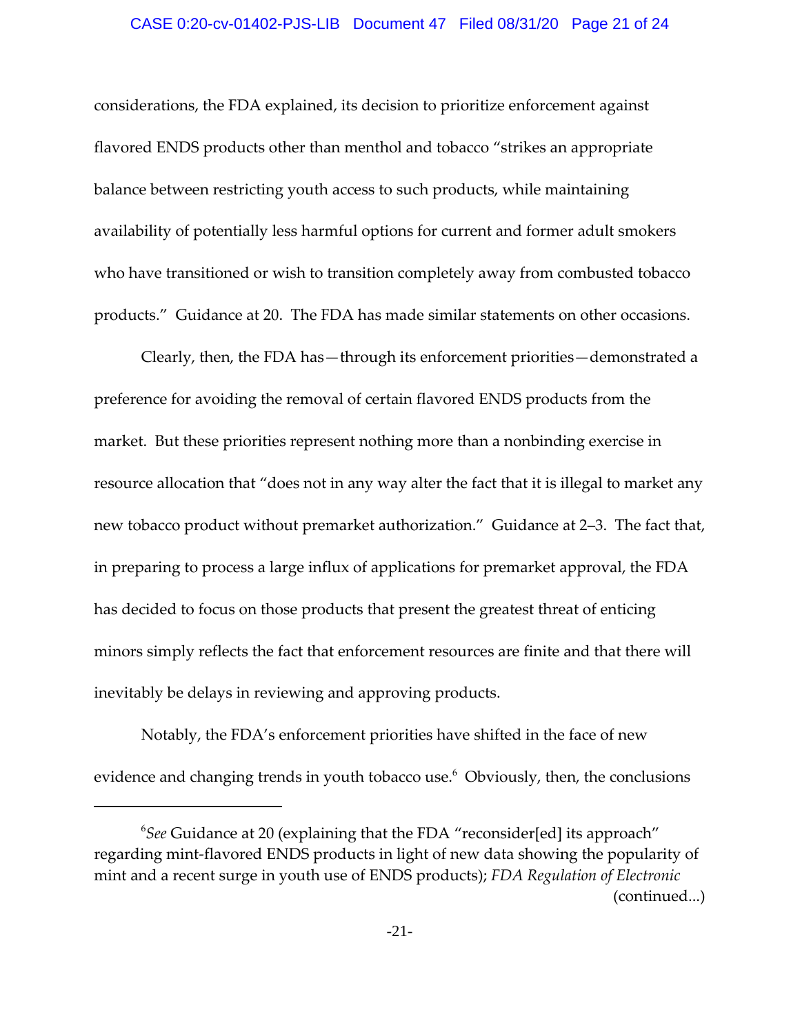considerations, the FDA explained, its decision to prioritize enforcement against flavored ENDS products other than menthol and tobacco "strikes an appropriate balance between restricting youth access to such products, while maintaining availability of potentially less harmful options for current and former adult smokers who have transitioned or wish to transition completely away from combusted tobacco products." Guidance at 20. The FDA has made similar statements on other occasions.

Clearly, then, the FDA has—through its enforcement priorities—demonstrated a preference for avoiding the removal of certain flavored ENDS products from the market. But these priorities represent nothing more than a nonbinding exercise in resource allocation that "does not in any way alter the fact that it is illegal to market any new tobacco product without premarket authorization." Guidance at 2–3. The fact that, in preparing to process a large influx of applications for premarket approval, the FDA has decided to focus on those products that present the greatest threat of enticing minors simply reflects the fact that enforcement resources are finite and that there will inevitably be delays in reviewing and approving products.

Notably, the FDA's enforcement priorities have shifted in the face of new evidence and changing trends in youth tobacco use.[6] Obviously, then, the conclusions

---

[6] *See* Guidance at 20 (explaining that the FDA "reconsider[ed] its approach" regarding mint-flavored ENDS products in light of new data showing the popularity of mint and a recent surge in youth use of ENDS products); *FDA Regulation of Electronic* (continued...)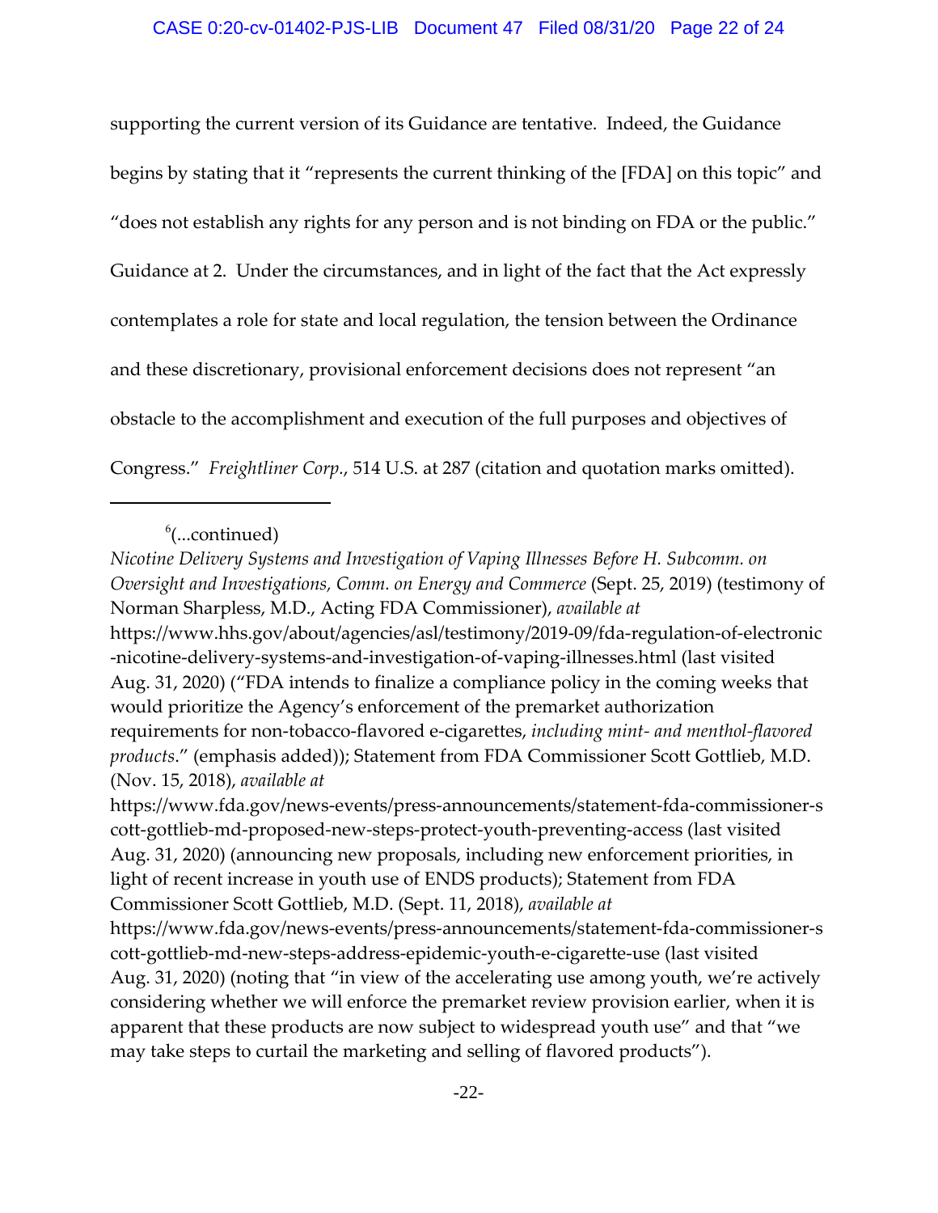supporting the current version of its Guidance are tentative. Indeed, the Guidance begins by stating that it "represents the current thinking of the [FDA] on this topic" and "does not establish any rights for any person and is not binding on FDA or the public." Guidance at 2. Under the circumstances, and in light of the fact that the Act expressly contemplates a role for state and local regulation, the tension between the Ordinance and these discretionary, provisional enforcement decisions does not represent "an obstacle to the accomplishment and execution of the full purposes and objectives of Congress." *Freightliner Corp.*, 514 U.S. at 287 (citation and quotation marks omitted).

---

[6](...continued)

*Nicotine Delivery Systems and Investigation of Vaping Illnesses Before H. Subcomm. on Oversight and Investigations, Comm. on Energy and Commerce* (Sept. 25, 2019) (testimony of Norman Sharpless, M.D., Acting FDA Commissioner), *available at* https://www.hhs.gov/about/agencies/asl/testimony/2019-09/fda-regulation-of-electronic-nicotine-delivery-systems-and-investigation-of-vaping-illnesses.html (last visited Aug. 31, 2020) ("FDA intends to finalize a compliance policy in the coming weeks that would prioritize the Agency's enforcement of the premarket authorization requirements for non-tobacco-flavored e-cigarettes, *including mint- and menthol-flavored products*." (emphasis added)); Statement from FDA Commissioner Scott Gottlieb, M.D. (Nov. 15, 2018), *available at* https://www.fda.gov/news-events/press-announcements/statement-fda-commissioner-scott-gottlieb-md-proposed-new-steps-protect-youth-preventing-access (last visited Aug. 31, 2020) (announcing new proposals, including new enforcement priorities, in light of recent increase in youth use of ENDS products); Statement from FDA Commissioner Scott Gottlieb, M.D. (Sept. 11, 2018), *available at* https://www.fda.gov/news-events/press-announcements/statement-fda-commissioner-scott-gottlieb-md-new-steps-address-epidemic-youth-e-cigarette-use (last visited Aug. 31, 2020) (noting that "in view of the accelerating use among youth, we're actively considering whether we will enforce the premarket review provision earlier, when it is apparent that these products are now subject to widespread youth use" and that "we may take steps to curtail the marketing and selling of flavored products").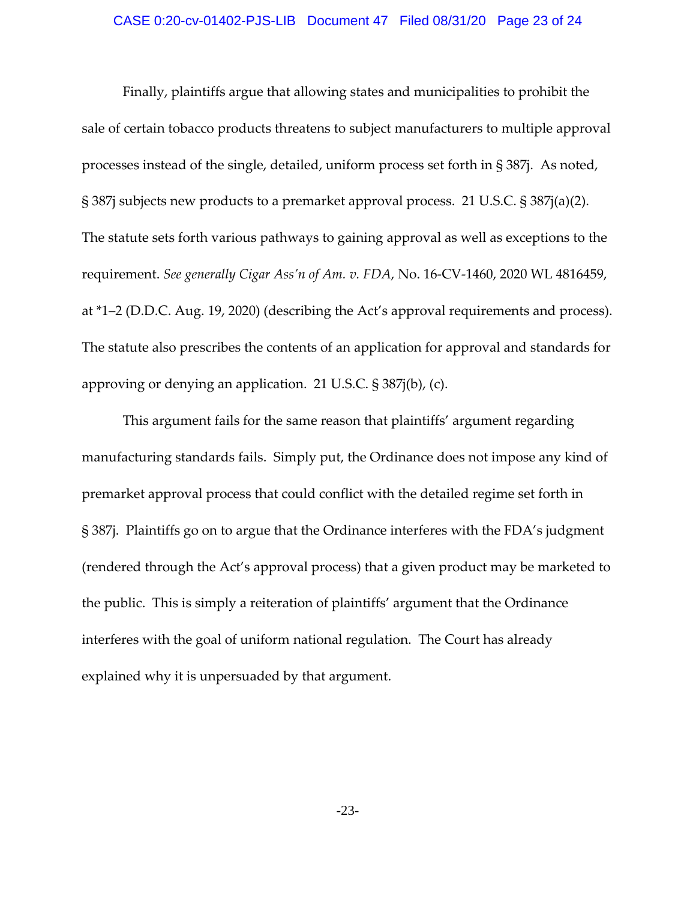Finally, plaintiffs argue that allowing states and municipalities to prohibit the sale of certain tobacco products threatens to subject manufacturers to multiple approval processes instead of the single, detailed, uniform process set forth in § 387j. As noted, § 387j subjects new products to a premarket approval process. 21 U.S.C. § 387j(a)(2). The statute sets forth various pathways to gaining approval as well as exceptions to the requirement. *See generally Cigar Ass'n of Am. v. FDA*, No. 16-CV-1460, 2020 WL 4816459, at *1–2 (D.D.C. Aug. 19, 2020) (describing the Act's approval requirements and process). The statute also prescribes the contents of an application for approval and standards for approving or denying an application. 21 U.S.C. § 387j(b), (c).

This argument fails for the same reason that plaintiffs' argument regarding manufacturing standards fails. Simply put, the Ordinance does not impose any kind of premarket approval process that could conflict with the detailed regime set forth in § 387j. Plaintiffs go on to argue that the Ordinance interferes with the FDA's judgment (rendered through the Act's approval process) that a given product may be marketed to the public. This is simply a reiteration of plaintiffs' argument that the Ordinance interferes with the goal of uniform national regulation. The Court has already explained why it is unpersuaded by that argument.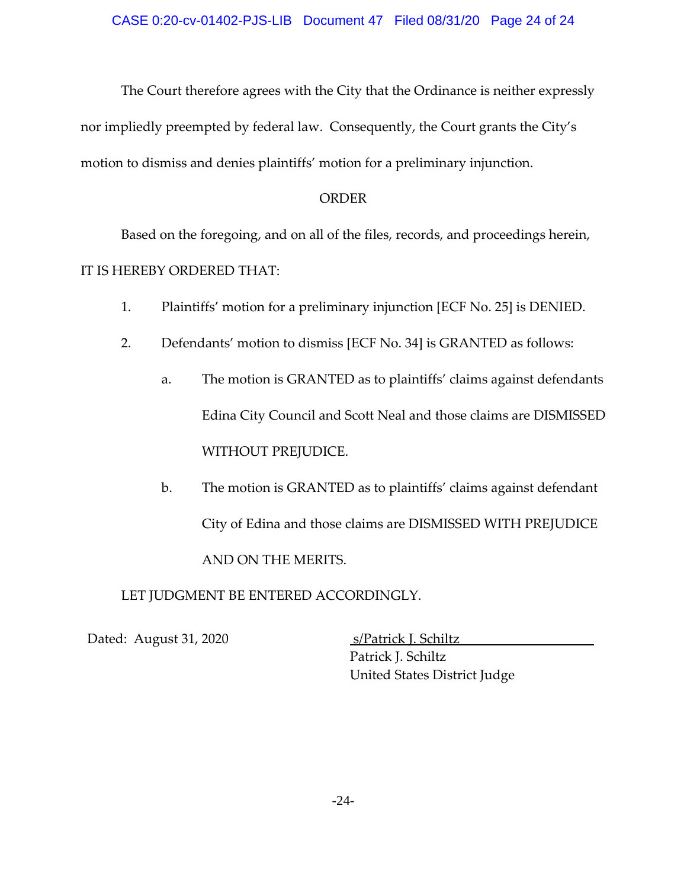The Court therefore agrees with the City that the Ordinance is neither expressly nor impliedly preempted by federal law. Consequently, the Court grants the City's motion to dismiss and denies plaintiffs' motion for a preliminary injunction.

## ORDER

Based on the foregoing, and on all of the files, records, and proceedings herein, IT IS HEREBY ORDERED THAT:

1. Plaintiffs' motion for a preliminary injunction [ECF No. 25] is DENIED.
2. Defendants' motion to dismiss [ECF No. 34] is GRANTED as follows:
   a. The motion is GRANTED as to plaintiffs' claims against defendants Edina City Council and Scott Neal and those claims are DISMISSED WITHOUT PREJUDICE.
   b. The motion is GRANTED as to plaintiffs' claims against defendant City of Edina and those claims are DISMISSED WITH PREJUDICE AND ON THE MERITS.

LET JUDGMENT BE ENTERED ACCORDINGLY.

Dated: August 31, 2020

s/Patrick J. Schiltz
Patrick J. Schiltz
United States District Judge